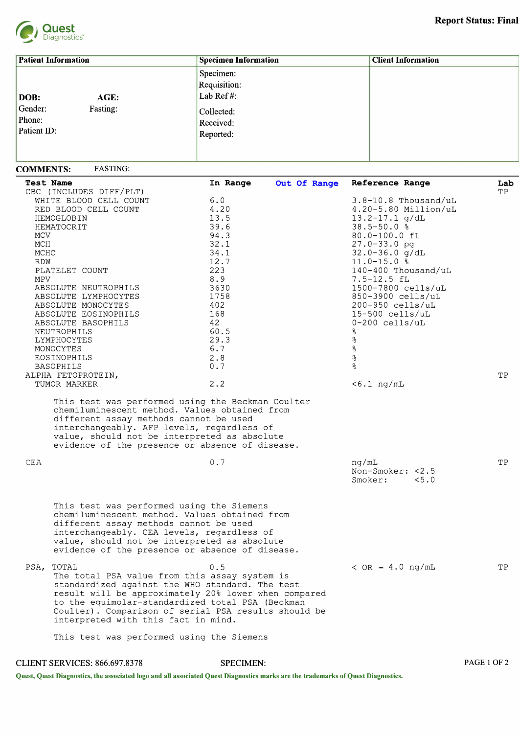Quest Diagnostics

**Report Status: Final**

| Patient Information | Specimen Information | Client Information |
|---|---|---|
| **DOB:** **AGE:** | Specimen: | |
| Gender: Fasting: | Requisition: | |
| Phone: | Lab Ref #: | |
| Patient ID: | Collected: | |
| | Received: | |
| | Reported: | |

**COMMENTS:** FASTING:

| Test Name | In Range | Out Of Range | Reference Range | Lab |
|---|---|---|---|---|
| CBC (INCLUDES DIFF/PLT) | | | | TP |
| WHITE BLOOD CELL COUNT | 6.0 | | 3.8-10.8 Thousand/uL | |
| RED BLOOD CELL COUNT | 4.20 | | 4.20-5.80 Million/uL | |
| HEMOGLOBIN | 13.5 | | 13.2-17.1 g/dL | |
| HEMATOCRIT | 39.6 | | 38.5-50.0 % | |
| MCV | 94.3 | | 80.0-100.0 fL | |
| MCH | 32.1 | | 27.0-33.0 pg | |
| MCHC | 34.1 | | 32.0-36.0 g/dL | |
| RDW | 12.7 | | 11.0-15.0 % | |
| PLATELET COUNT | 223 | | 140-400 Thousand/uL | |
| MPV | 8.9 | | 7.5-12.5 fL | |
| ABSOLUTE NEUTROPHILS | 3630 | | 1500-7800 cells/uL | |
| ABSOLUTE LYMPHOCYTES | 1758 | | 850-3900 cells/uL | |
| ABSOLUTE MONOCYTES | 402 | | 200-950 cells/uL | |
| ABSOLUTE EOSINOPHILS | 168 | | 15-500 cells/uL | |
| ABSOLUTE BASOPHILS | 42 | | 0-200 cells/uL | |
| NEUTROPHILS | 60.5 | | % | |
| LYMPHOCYTES | 29.3 | | % | |
| MONOCYTES | 6.7 | | % | |
| EOSINOPHILS | 2.8 | | % | |
| BASOPHILS | 0.7 | | % | |
| ALPHA FETOPROTEIN, TUMOR MARKER | 2.2 | | <6.1 ng/mL | TP |
| CEA | 0.7 | | ng/mL Non-Smoker: <2.5 Smoker: <5.0 | TP |
| PSA, TOTAL | 0.5 | | < OR = 4.0 ng/mL | TP |

ALPHA FETOPROTEIN, TUMOR MARKER:

This test was performed using the Beckman Coulter chemiluminescent method. Values obtained from different assay methods cannot be used interchangeably. AFP levels, regardless of value, should not be interpreted as absolute evidence of the presence or absence of disease.

CEA:

This test was performed using the Siemens chemiluminescent method. Values obtained from different assay methods cannot be used interchangeably. CEA levels, regardless of value, should not be interpreted as absolute evidence of the presence or absence of disease.

PSA, TOTAL:

The total PSA value from this assay system is standardized against the WHO standard. The test result will be approximately 20% lower when compared to the equimolar-standardized total PSA (Beckman Coulter). Comparison of serial PSA results should be interpreted with this fact in mind.

This test was performed using the Siemens

CLIENT SERVICES: 866.697.8378 SPECIMEN:

Quest, Quest Diagnostics, the associated logo and all associated Quest Diagnostics marks are the trademarks of Quest Diagnostics.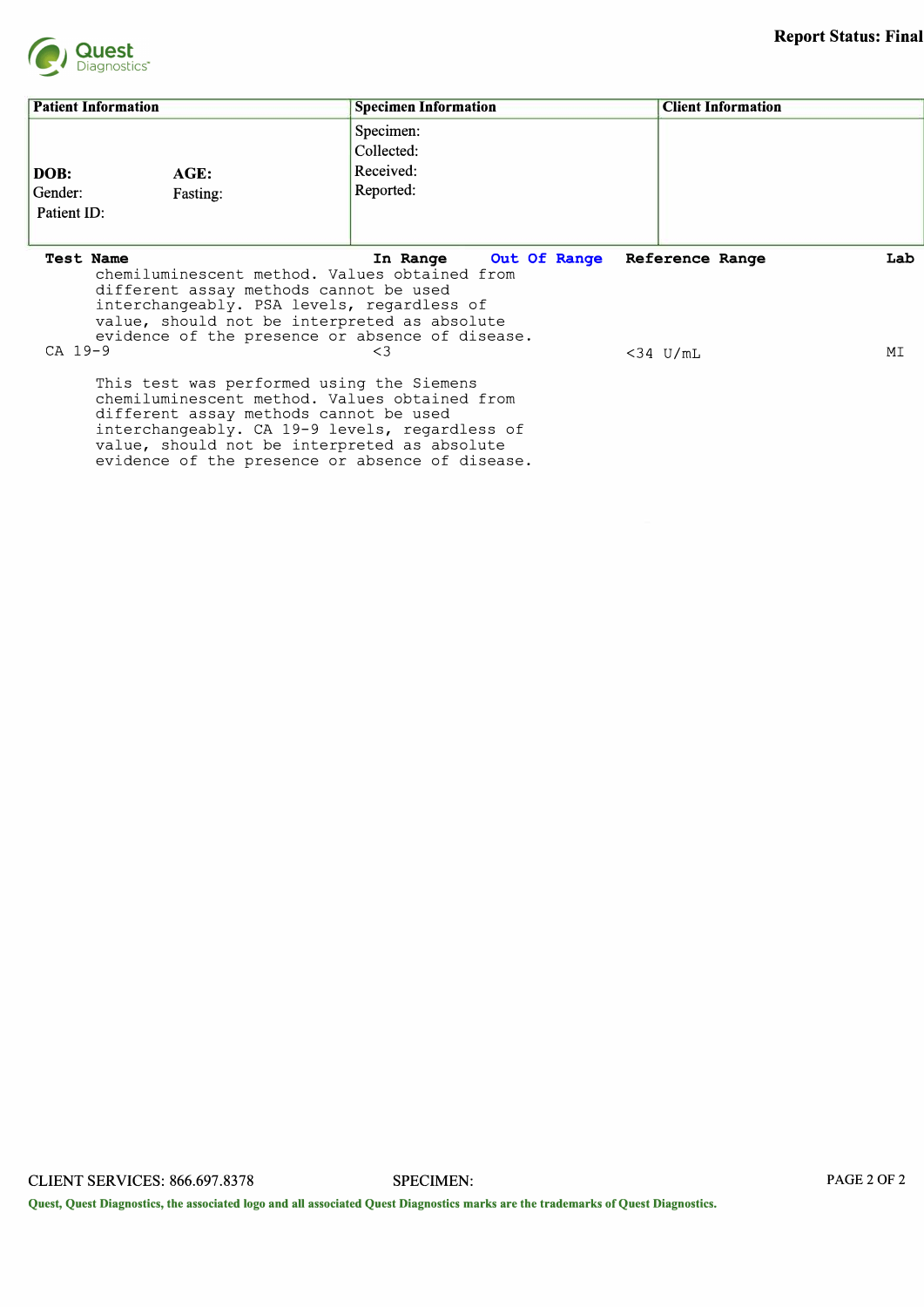**Report Status: Final**

| Patient Information | Specimen Information | Client Information |
| --- | --- | --- |
| **DOB:** **AGE:**<br>Gender: Fasting:<br>Patient ID: | Specimen:<br>Collected:<br>Received:<br>Reported: | |

| Test Name | In Range | Out Of Range | Reference Range | Lab |
| --- | --- | --- | --- | --- |
| chemiluminescent method. Values obtained from different assay methods cannot be used interchangeably. PSA levels, regardless of value, should not be interpreted as absolute evidence of the presence or absence of disease. | | | | |
| CA 19-9 | <3 | | <34 U/mL | MI |
| This test was performed using the Siemens chemiluminescent method. Values obtained from different assay methods cannot be used interchangeably. CA 19-9 levels, regardless of value, should not be interpreted as absolute evidence of the presence or absence of disease. | | | | |

CLIENT SERVICES: 866.697.8378 SPECIMEN:

Quest, Quest Diagnostics, the associated logo and all associated Quest Diagnostics marks are the trademarks of Quest Diagnostics.